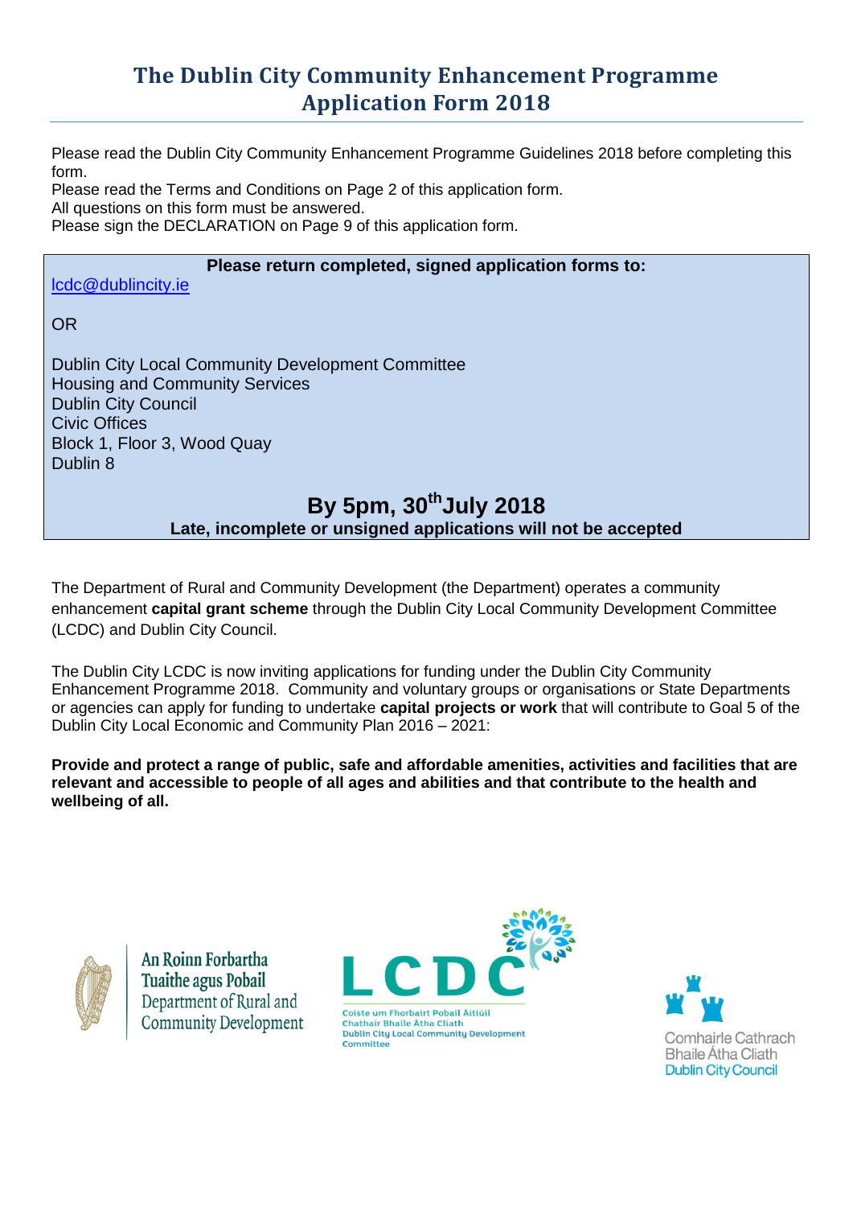# The Dublin City Community Enhancement Programme Application Form 2018

Please read the Dublin City Community Enhancement Programme Guidelines 2018 before completing this form.
Please read the Terms and Conditions on Page 2 of this application form.
All questions on this form must be answered.
Please sign the DECLARATION on Page 9 of this application form.

**Please return completed, signed application forms to:**

lcdc@dublincity.ie

OR

Dublin City Local Community Development Committee
Housing and Community Services
Dublin City Council
Civic Offices
Block 1, Floor 3, Wood Quay
Dublin 8

## By 5pm, 30th July 2018

**Late, incomplete or unsigned applications will not be accepted**

The Department of Rural and Community Development (the Department) operates a community enhancement **capital grant scheme** through the Dublin City Local Community Development Committee (LCDC) and Dublin City Council.

The Dublin City LCDC is now inviting applications for funding under the Dublin City Community Enhancement Programme 2018. Community and voluntary groups or organisations or State Departments or agencies can apply for funding to undertake **capital projects or work** that will contribute to Goal 5 of the Dublin City Local Economic and Community Plan 2016 – 2021:

**Provide and protect a range of public, safe and affordable amenities, activities and facilities that are relevant and accessible to people of all ages and abilities and that contribute to the health and wellbeing of all.**

An Roinn Forbartha Tuaithe agus Pobail
Department of Rural and Community Development

LCDC
Coiste um Fhorbairt Pobail Áitiúil Chathair Bhaile Átha Cliath
Dublin City Local Community Development Committee

Comhairle Cathrach Bhaile Átha Cliath
Dublin City Council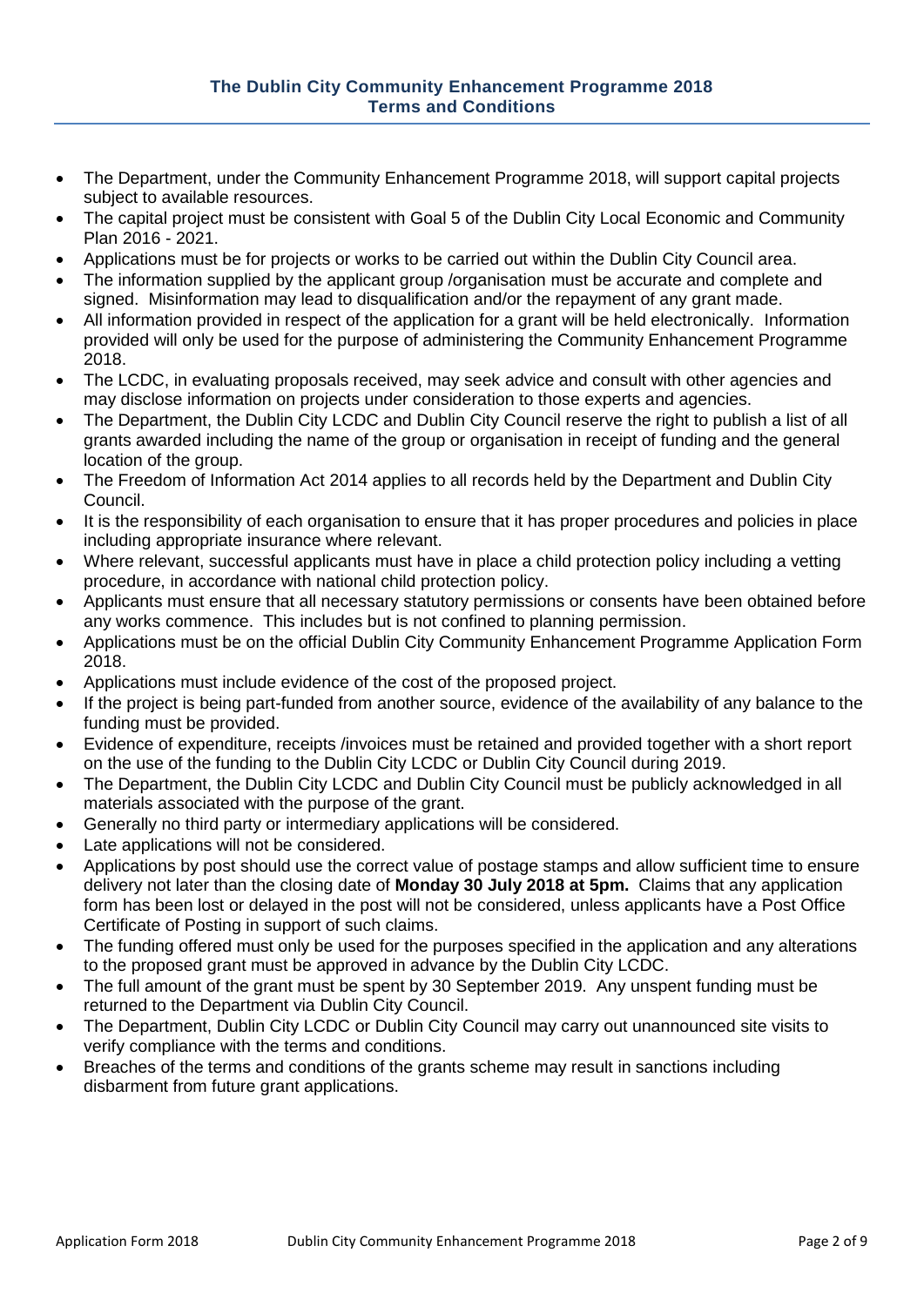## The Dublin City Community Enhancement Programme 2018
## Terms and Conditions

- The Department, under the Community Enhancement Programme 2018, will support capital projects subject to available resources.
- The capital project must be consistent with Goal 5 of the Dublin City Local Economic and Community Plan 2016 - 2021.
- Applications must be for projects or works to be carried out within the Dublin City Council area.
- The information supplied by the applicant group /organisation must be accurate and complete and signed. Misinformation may lead to disqualification and/or the repayment of any grant made.
- All information provided in respect of the application for a grant will be held electronically. Information provided will only be used for the purpose of administering the Community Enhancement Programme 2018.
- The LCDC, in evaluating proposals received, may seek advice and consult with other agencies and may disclose information on projects under consideration to those experts and agencies.
- The Department, the Dublin City LCDC and Dublin City Council reserve the right to publish a list of all grants awarded including the name of the group or organisation in receipt of funding and the general location of the group.
- The Freedom of Information Act 2014 applies to all records held by the Department and Dublin City Council.
- It is the responsibility of each organisation to ensure that it has proper procedures and policies in place including appropriate insurance where relevant.
- Where relevant, successful applicants must have in place a child protection policy including a vetting procedure, in accordance with national child protection policy.
- Applicants must ensure that all necessary statutory permissions or consents have been obtained before any works commence. This includes but is not confined to planning permission.
- Applications must be on the official Dublin City Community Enhancement Programme Application Form 2018.
- Applications must include evidence of the cost of the proposed project.
- If the project is being part-funded from another source, evidence of the availability of any balance to the funding must be provided.
- Evidence of expenditure, receipts /invoices must be retained and provided together with a short report on the use of the funding to the Dublin City LCDC or Dublin City Council during 2019.
- The Department, the Dublin City LCDC and Dublin City Council must be publicly acknowledged in all materials associated with the purpose of the grant.
- Generally no third party or intermediary applications will be considered.
- Late applications will not be considered.
- Applications by post should use the correct value of postage stamps and allow sufficient time to ensure delivery not later than the closing date of **Monday 30 July 2018 at 5pm.** Claims that any application form has been lost or delayed in the post will not be considered, unless applicants have a Post Office Certificate of Posting in support of such claims.
- The funding offered must only be used for the purposes specified in the application and any alterations to the proposed grant must be approved in advance by the Dublin City LCDC.
- The full amount of the grant must be spent by 30 September 2019. Any unspent funding must be returned to the Department via Dublin City Council.
- The Department, Dublin City LCDC or Dublin City Council may carry out unannounced site visits to verify compliance with the terms and conditions.
- Breaches of the terms and conditions of the grants scheme may result in sanctions including disbarment from future grant applications.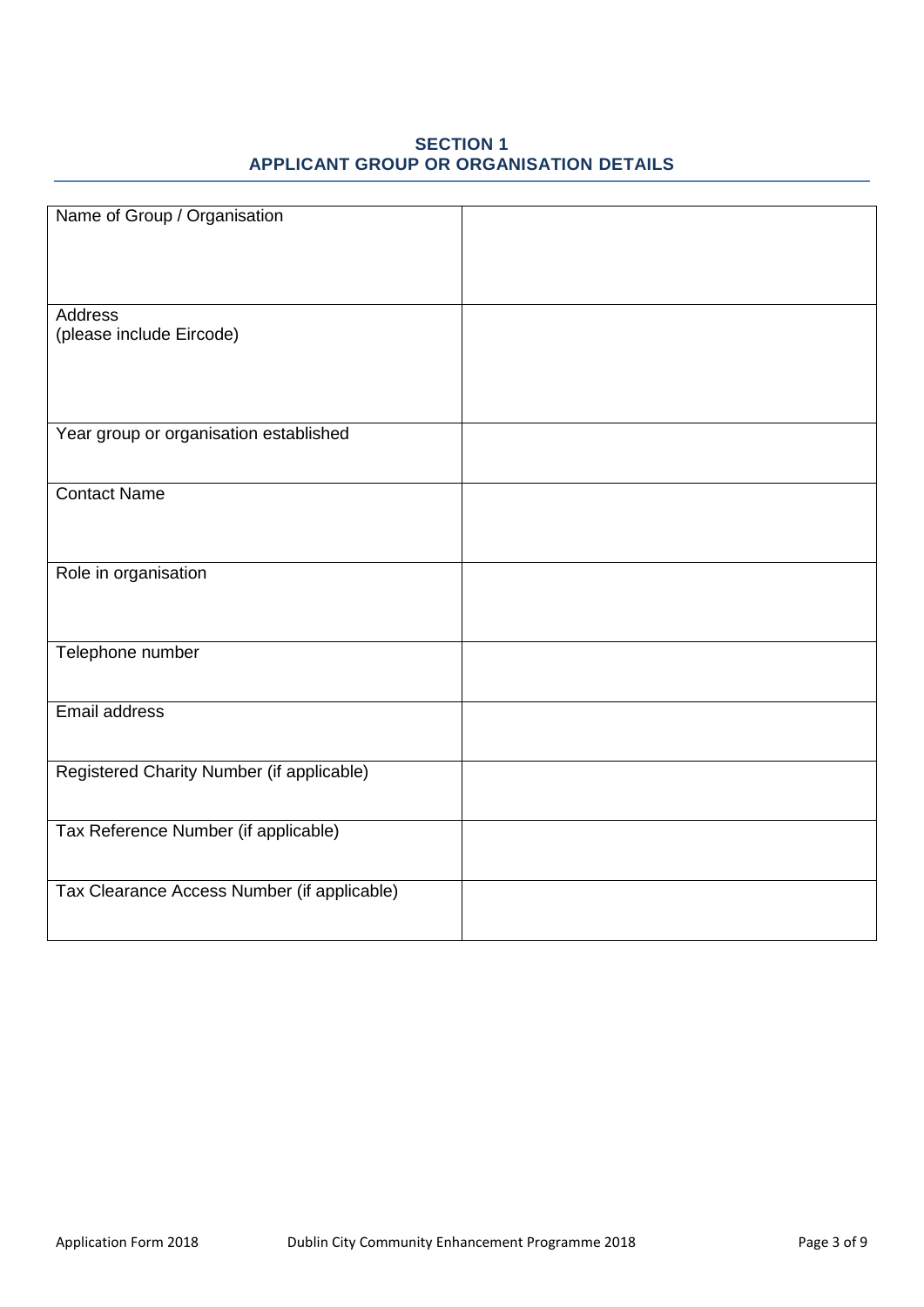## SECTION 1
## APPLICANT GROUP OR ORGANISATION DETAILS

| | |
|---|---|
| Name of Group / Organisation | |
| Address<br>(please include Eircode) | |
| Year group or organisation established | |
| Contact Name | |
| Role in organisation | |
| Telephone number | |
| Email address | |
| Registered Charity Number (if applicable) | |
| Tax Reference Number (if applicable) | |
| Tax Clearance Access Number (if applicable) | |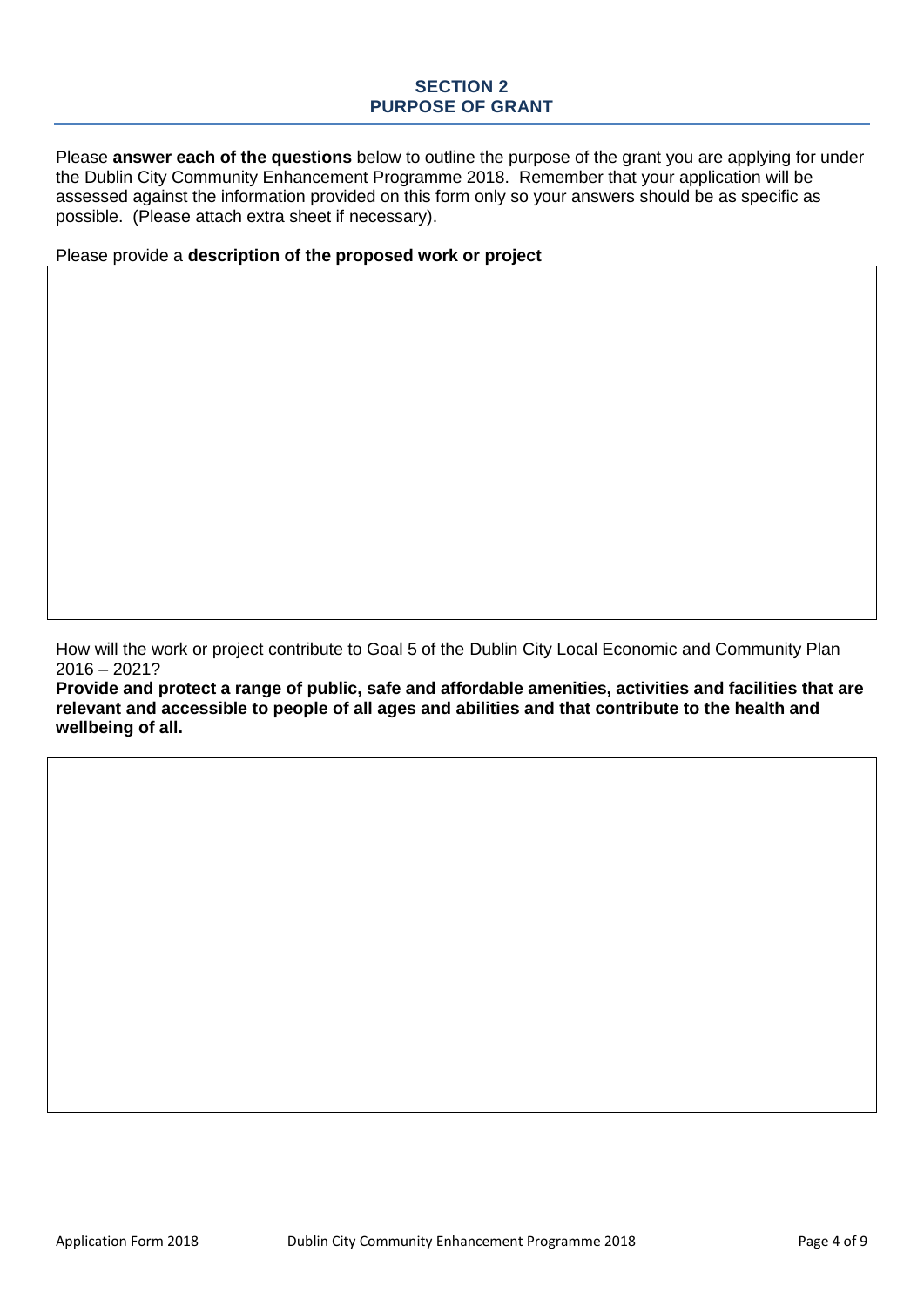## SECTION 2
## PURPOSE OF GRANT

Please **answer each of the questions** below to outline the purpose of the grant you are applying for under the Dublin City Community Enhancement Programme 2018. Remember that your application will be assessed against the information provided on this form only so your answers should be as specific as possible. (Please attach extra sheet if necessary).

Please provide a **description of the proposed work or project**

| |
|---|
| |

How will the work or project contribute to Goal 5 of the Dublin City Local Economic and Community Plan 2016 – 2021?

**Provide and protect a range of public, safe and affordable amenities, activities and facilities that are relevant and accessible to people of all ages and abilities and that contribute to the health and wellbeing of all.**

| |
|---|
| |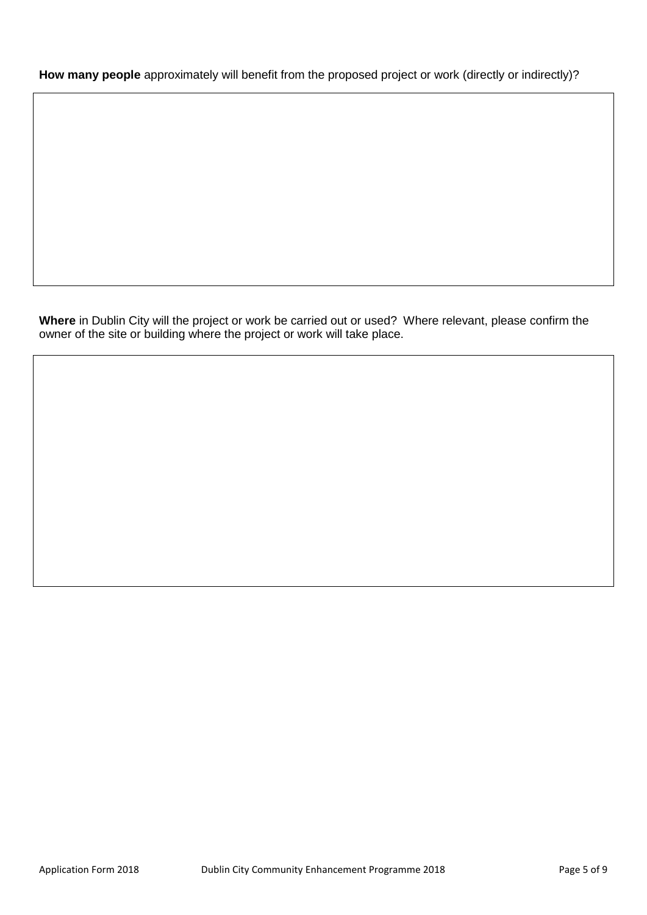**How many people** approximately will benefit from the proposed project or work (directly or indirectly)?

**Where** in Dublin City will the project or work be carried out or used? Where relevant, please confirm the owner of the site or building where the project or work will take place.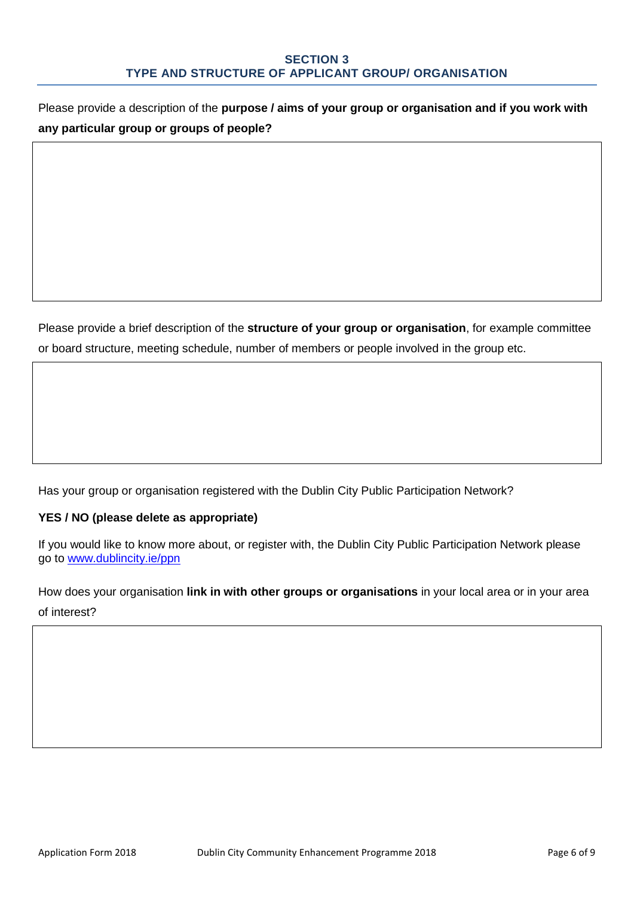## SECTION 3
## TYPE AND STRUCTURE OF APPLICANT GROUP/ ORGANISATION

Please provide a description of the **purpose / aims of your group or organisation and if you work with any particular group or groups of people?**

Please provide a brief description of the **structure of your group or organisation**, for example committee or board structure, meeting schedule, number of members or people involved in the group etc.

Has your group or organisation registered with the Dublin City Public Participation Network?

**YES / NO (please delete as appropriate)**

If you would like to know more about, or register with, the Dublin City Public Participation Network please go to [www.dublincity.ie/ppn](http://www.dublincity.ie/ppn)

How does your organisation **link in with other groups or organisations** in your local area or in your area of interest?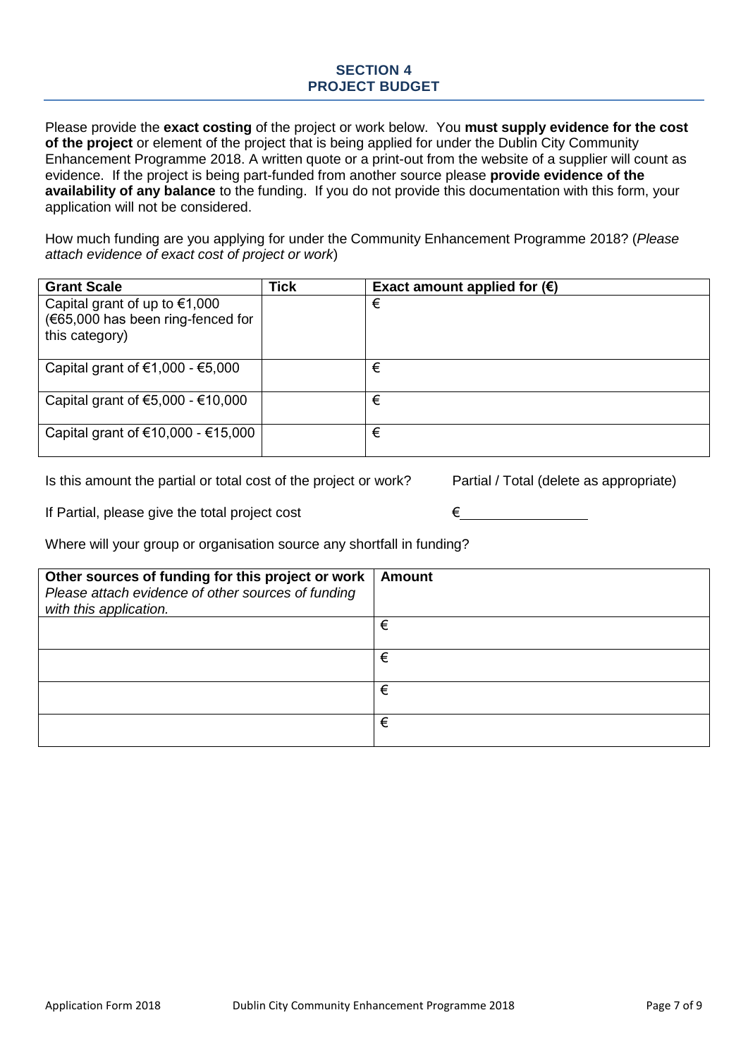## SECTION 4
## PROJECT BUDGET

Please provide the **exact costing** of the project or work below. You **must supply evidence for the cost of the project** or element of the project that is being applied for under the Dublin City Community Enhancement Programme 2018. A written quote or a print-out from the website of a supplier will count as evidence. If the project is being part-funded from another source please **provide evidence of the availability of any balance** to the funding. If you do not provide this documentation with this form, your application will not be considered.

How much funding are you applying for under the Community Enhancement Programme 2018? (*Please attach evidence of exact cost of project or work*)

| Grant Scale | Tick | Exact amount applied for (€) |
|---|---|---|
| Capital grant of up to €1,000 (€65,000 has been ring-fenced for this category) | | € |
| Capital grant of €1,000 - €5,000 | | € |
| Capital grant of €5,000 - €10,000 | | € |
| Capital grant of €10,000 - €15,000 | | € |

Is this amount the partial or total cost of the project or work? Partial / Total (delete as appropriate)

If Partial, please give the total project cost €________________

Where will your group or organisation source any shortfall in funding?

| **Other sources of funding for this project or work** *Please attach evidence of other sources of funding with this application.* | **Amount** |
|---|---|
| | € |
| | € |
| | € |
| | € |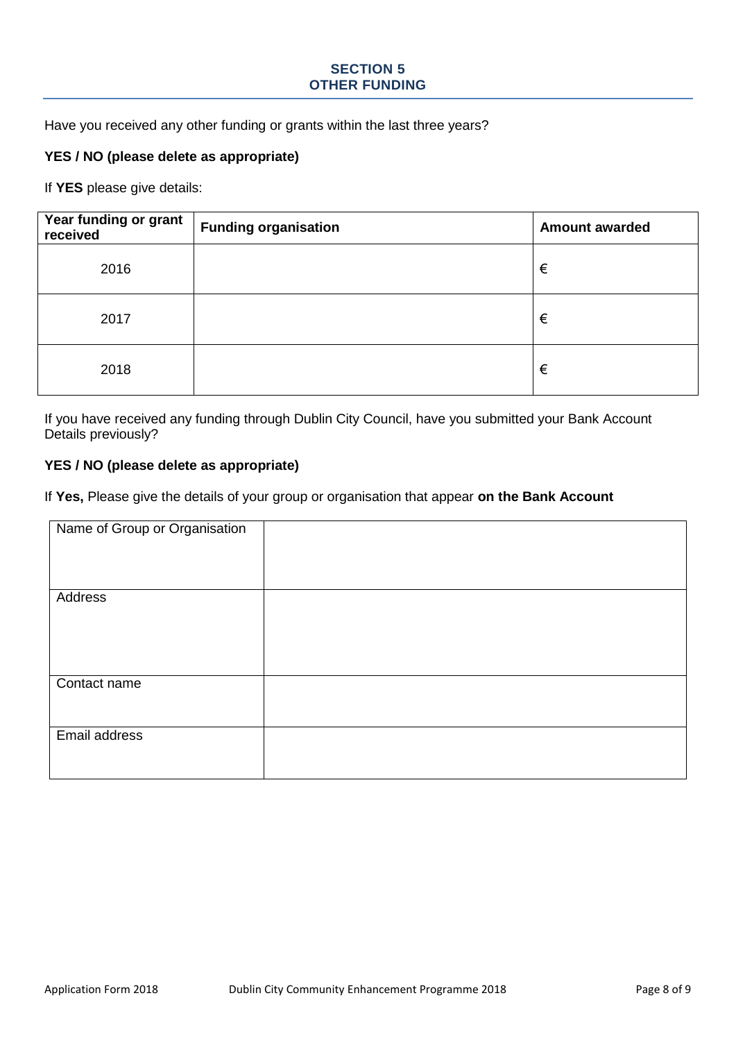## SECTION 5
## OTHER FUNDING

Have you received any other funding or grants within the last three years?

**YES / NO (please delete as appropriate)**

If **YES** please give details:

| Year funding or grant received | Funding organisation | Amount awarded |
|---|---|---|
| 2016 | | € |
| 2017 | | € |
| 2018 | | € |

If you have received any funding through Dublin City Council, have you submitted your Bank Account Details previously?

**YES / NO (please delete as appropriate)**

If **Yes,** Please give the details of your group or organisation that appear **on the Bank Account**

| Name of Group or Organisation | |
|---|---|
| Address | |
| Contact name | |
| Email address | |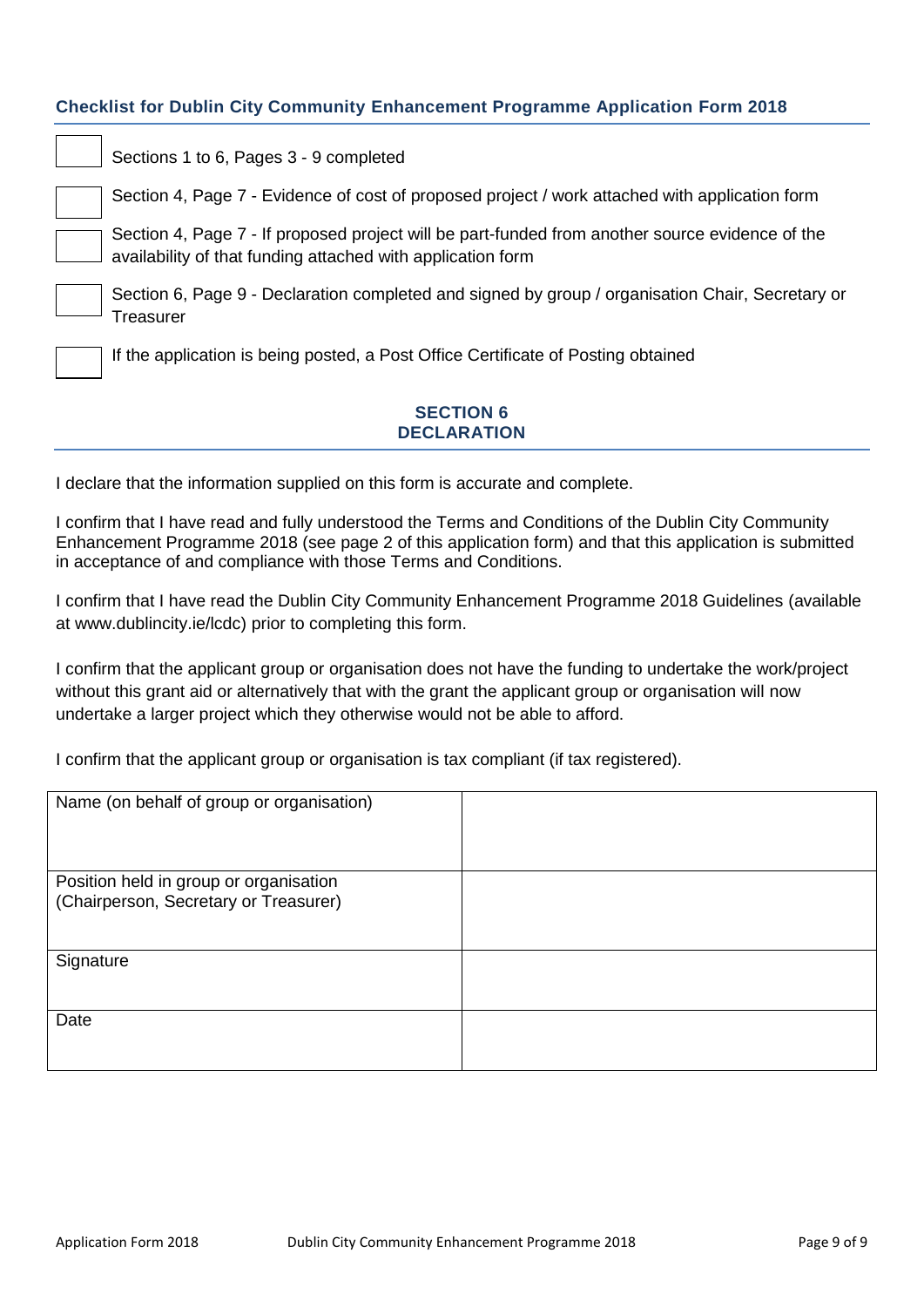### Checklist for Dublin City Community Enhancement Programme Application Form 2018

- [ ] Sections 1 to 6, Pages 3 - 9 completed
- [ ] Section 4, Page 7 - Evidence of cost of proposed project / work attached with application form
- [ ] Section 4, Page 7 - If proposed project will be part-funded from another source evidence of the availability of that funding attached with application form
- [ ] Section 6, Page 9 - Declaration completed and signed by group / organisation Chair, Secretary or Treasurer
- [ ] If the application is being posted, a Post Office Certificate of Posting obtained

## SECTION 6
## DECLARATION

I declare that the information supplied on this form is accurate and complete.

I confirm that I have read and fully understood the Terms and Conditions of the Dublin City Community Enhancement Programme 2018 (see page 2 of this application form) and that this application is submitted in acceptance of and compliance with those Terms and Conditions.

I confirm that I have read the Dublin City Community Enhancement Programme 2018 Guidelines (available at www.dublincity.ie/lcdc) prior to completing this form.

I confirm that the applicant group or organisation does not have the funding to undertake the work/project without this grant aid or alternatively that with the grant the applicant group or organisation will now undertake a larger project which they otherwise would not be able to afford.

I confirm that the applicant group or organisation is tax compliant (if tax registered).

| | |
|---|---|
| Name (on behalf of group or organisation) | |
| Position held in group or organisation (Chairperson, Secretary or Treasurer) | |
| Signature | |
| Date | |